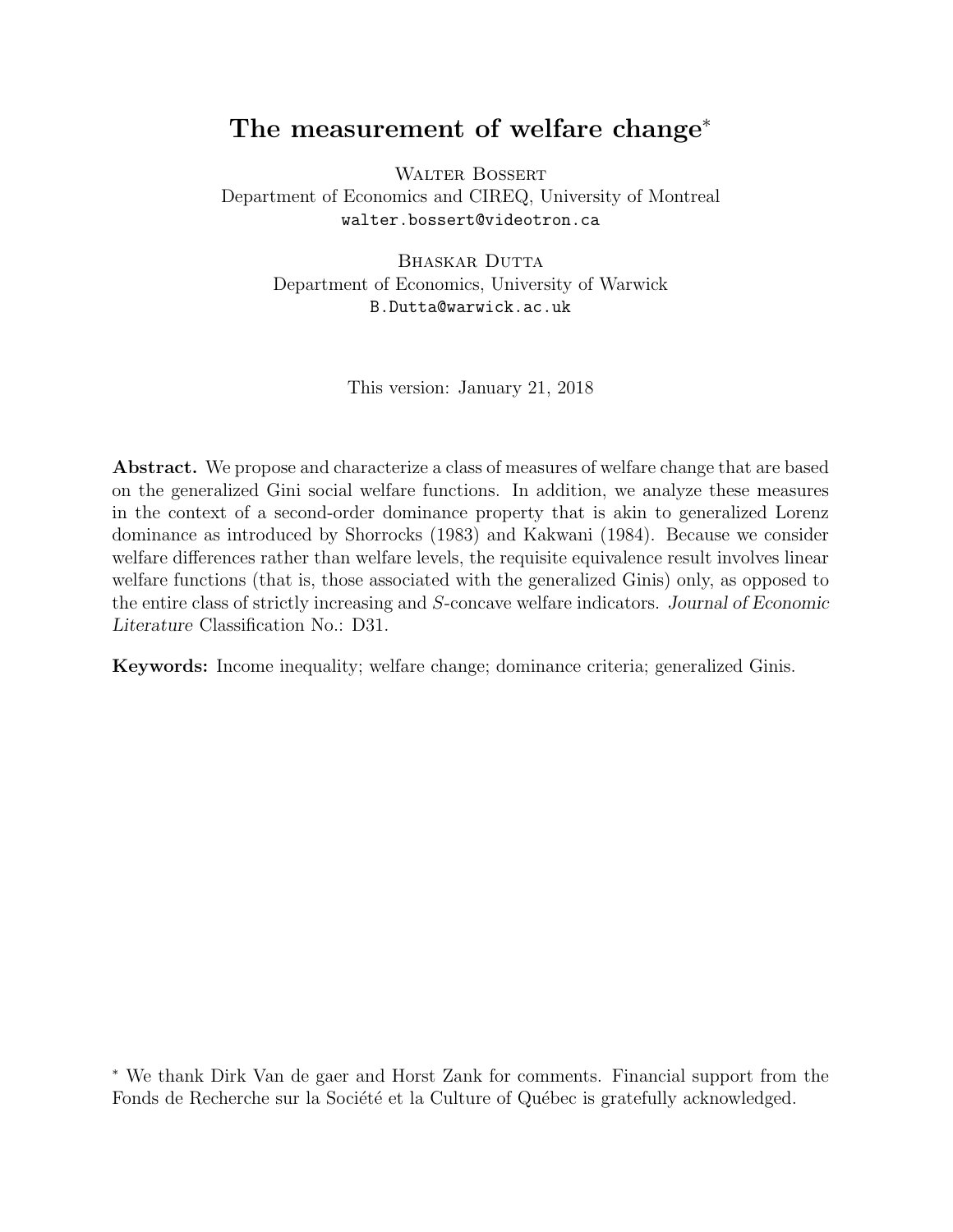# The measurement of welfare change*

Walter Bossert
Department of Economics and CIREQ, University of Montreal
walter.bossert@videotron.ca

Bhaskar Dutta
Department of Economics, University of Warwick
B.Dutta@warwick.ac.uk

This version: January 21, 2018

**Abstract.** We propose and characterize a class of measures of welfare change that are based on the generalized Gini social welfare functions. In addition, we analyze these measures in the context of a second-order dominance property that is akin to generalized Lorenz dominance as introduced by Shorrocks (1983) and Kakwani (1984). Because we consider welfare differences rather than welfare levels, the requisite equivalence result involves linear welfare functions (that is, those associated with the generalized Ginis) only, as opposed to the entire class of strictly increasing and $S$-concave welfare indicators. *Journal of Economic Literature* Classification No.: D31.

**Keywords:** Income inequality; welfare change; dominance criteria; generalized Ginis.

* We thank Dirk Van de gaer and Horst Zank for comments. Financial support from the Fonds de Recherche sur la Société et la Culture of Québec is gratefully acknowledged.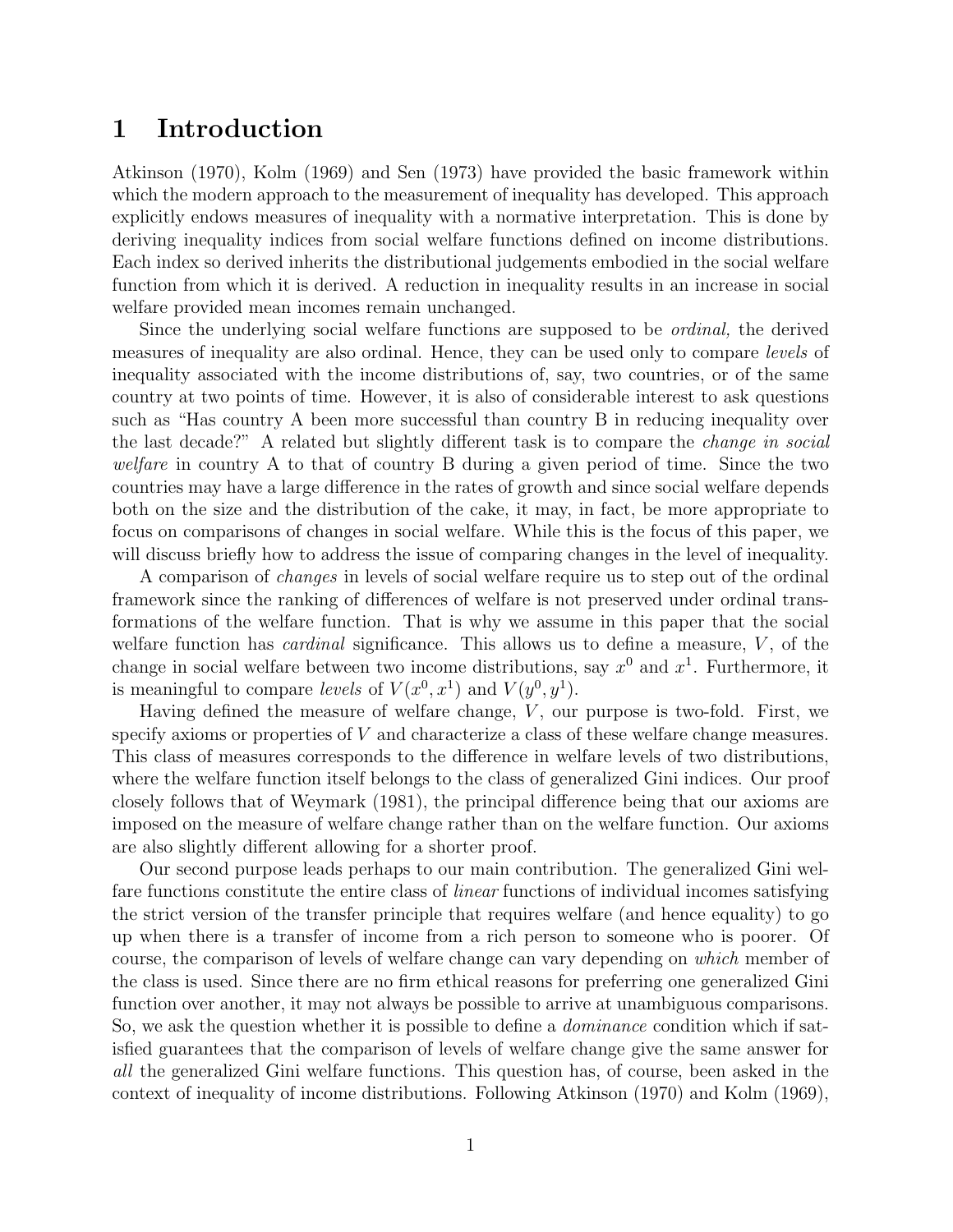# 1 Introduction

Atkinson (1970), Kolm (1969) and Sen (1973) have provided the basic framework within which the modern approach to the measurement of inequality has developed. This approach explicitly endows measures of inequality with a normative interpretation. This is done by deriving inequality indices from social welfare functions defined on income distributions. Each index so derived inherits the distributional judgements embodied in the social welfare function from which it is derived. A reduction in inequality results in an increase in social welfare provided mean incomes remain unchanged.

Since the underlying social welfare functions are supposed to be *ordinal,* the derived measures of inequality are also ordinal. Hence, they can be used only to compare *levels* of inequality associated with the income distributions of, say, two countries, or of the same country at two points of time. However, it is also of considerable interest to ask questions such as "Has country A been more successful than country B in reducing inequality over the last decade?" A related but slightly different task is to compare the *change in social welfare* in country A to that of country B during a given period of time. Since the two countries may have a large difference in the rates of growth and since social welfare depends both on the size and the distribution of the cake, it may, in fact, be more appropriate to focus on comparisons of changes in social welfare. While this is the focus of this paper, we will discuss briefly how to address the issue of comparing changes in the level of inequality.

A comparison of *changes* in levels of social welfare require us to step out of the ordinal framework since the ranking of differences of welfare is not preserved under ordinal transformations of the welfare function. That is why we assume in this paper that the social welfare function has *cardinal* significance. This allows us to define a measure, $V$, of the change in social welfare between two income distributions, say $x^0$ and $x^1$. Furthermore, it is meaningful to compare *levels* of $V(x^0, x^1)$ and $V(y^0, y^1)$.

Having defined the measure of welfare change, $V$, our purpose is two-fold. First, we specify axioms or properties of $V$ and characterize a class of these welfare change measures. This class of measures corresponds to the difference in welfare levels of two distributions, where the welfare function itself belongs to the class of generalized Gini indices. Our proof closely follows that of Weymark (1981), the principal difference being that our axioms are imposed on the measure of welfare change rather than on the welfare function. Our axioms are also slightly different allowing for a shorter proof.

Our second purpose leads perhaps to our main contribution. The generalized Gini welfare functions constitute the entire class of *linear* functions of individual incomes satisfying the strict version of the transfer principle that requires welfare (and hence equality) to go up when there is a transfer of income from a rich person to someone who is poorer. Of course, the comparison of levels of welfare change can vary depending on *which* member of the class is used. Since there are no firm ethical reasons for preferring one generalized Gini function over another, it may not always be possible to arrive at unambiguous comparisons. So, we ask the question whether it is possible to define a *dominance* condition which if satisfied guarantees that the comparison of levels of welfare change give the same answer for *all* the generalized Gini welfare functions. This question has, of course, been asked in the context of inequality of income distributions. Following Atkinson (1970) and Kolm (1969),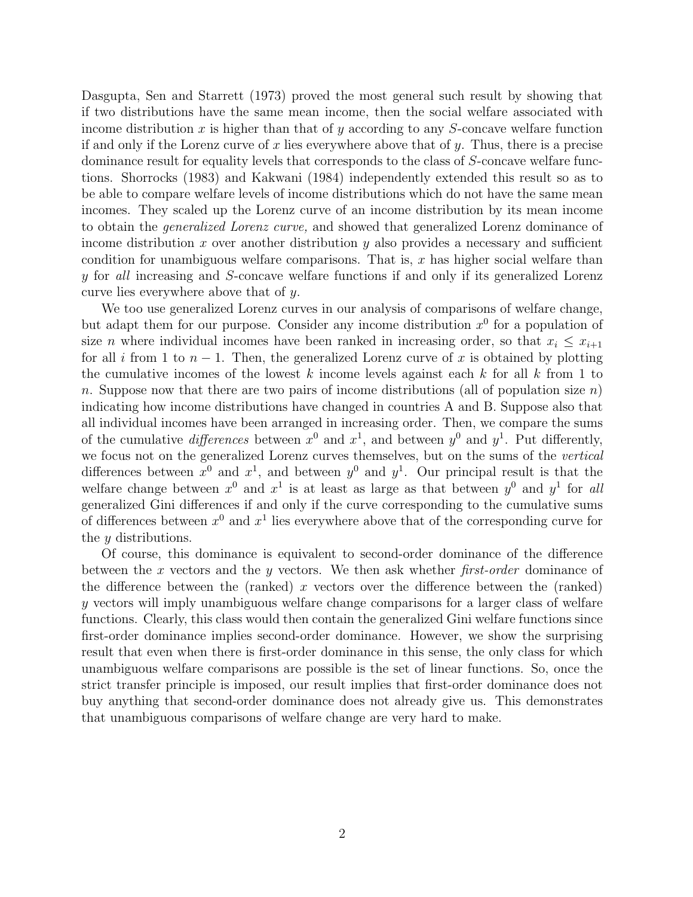Dasgupta, Sen and Starrett (1973) proved the most general such result by showing that if two distributions have the same mean income, then the social welfare associated with income distribution $x$ is higher than that of $y$ according to any $S$-concave welfare function if and only if the Lorenz curve of $x$ lies everywhere above that of $y$. Thus, there is a precise dominance result for equality levels that corresponds to the class of $S$-concave welfare functions. Shorrocks (1983) and Kakwani (1984) independently extended this result so as to be able to compare welfare levels of income distributions which do not have the same mean incomes. They scaled up the Lorenz curve of an income distribution by its mean income to obtain the *generalized Lorenz curve,* and showed that generalized Lorenz dominance of income distribution $x$ over another distribution $y$ also provides a necessary and sufficient condition for unambiguous welfare comparisons. That is, $x$ has higher social welfare than $y$ for *all* increasing and $S$-concave welfare functions if and only if its generalized Lorenz curve lies everywhere above that of $y$.

We too use generalized Lorenz curves in our analysis of comparisons of welfare change, but adapt them for our purpose. Consider any income distribution $x^0$ for a population of size $n$ where individual incomes have been ranked in increasing order, so that $x_i \leq x_{i+1}$ for all $i$ from 1 to $n-1$. Then, the generalized Lorenz curve of $x$ is obtained by plotting the cumulative incomes of the lowest $k$ income levels against each $k$ for all $k$ from 1 to $n$. Suppose now that there are two pairs of income distributions (all of population size $n$) indicating how income distributions have changed in countries A and B. Suppose also that all individual incomes have been arranged in increasing order. Then, we compare the sums of the cumulative *differences* between $x^0$ and $x^1$, and between $y^0$ and $y^1$. Put differently, we focus not on the generalized Lorenz curves themselves, but on the sums of the *vertical* differences between $x^0$ and $x^1$, and between $y^0$ and $y^1$. Our principal result is that the welfare change between $x^0$ and $x^1$ is at least as large as that between $y^0$ and $y^1$ for *all* generalized Gini differences if and only if the curve corresponding to the cumulative sums of differences between $x^0$ and $x^1$ lies everywhere above that of the corresponding curve for the $y$ distributions.

Of course, this dominance is equivalent to second-order dominance of the difference between the $x$ vectors and the $y$ vectors. We then ask whether *first-order* dominance of the difference between the (ranked) $x$ vectors over the difference between the (ranked) $y$ vectors will imply unambiguous welfare change comparisons for a larger class of welfare functions. Clearly, this class would then contain the generalized Gini welfare functions since first-order dominance implies second-order dominance. However, we show the surprising result that even when there is first-order dominance in this sense, the only class for which unambiguous welfare comparisons are possible is the set of linear functions. So, once the strict transfer principle is imposed, our result implies that first-order dominance does not buy anything that second-order dominance does not already give us. This demonstrates that unambiguous comparisons of welfare change are very hard to make.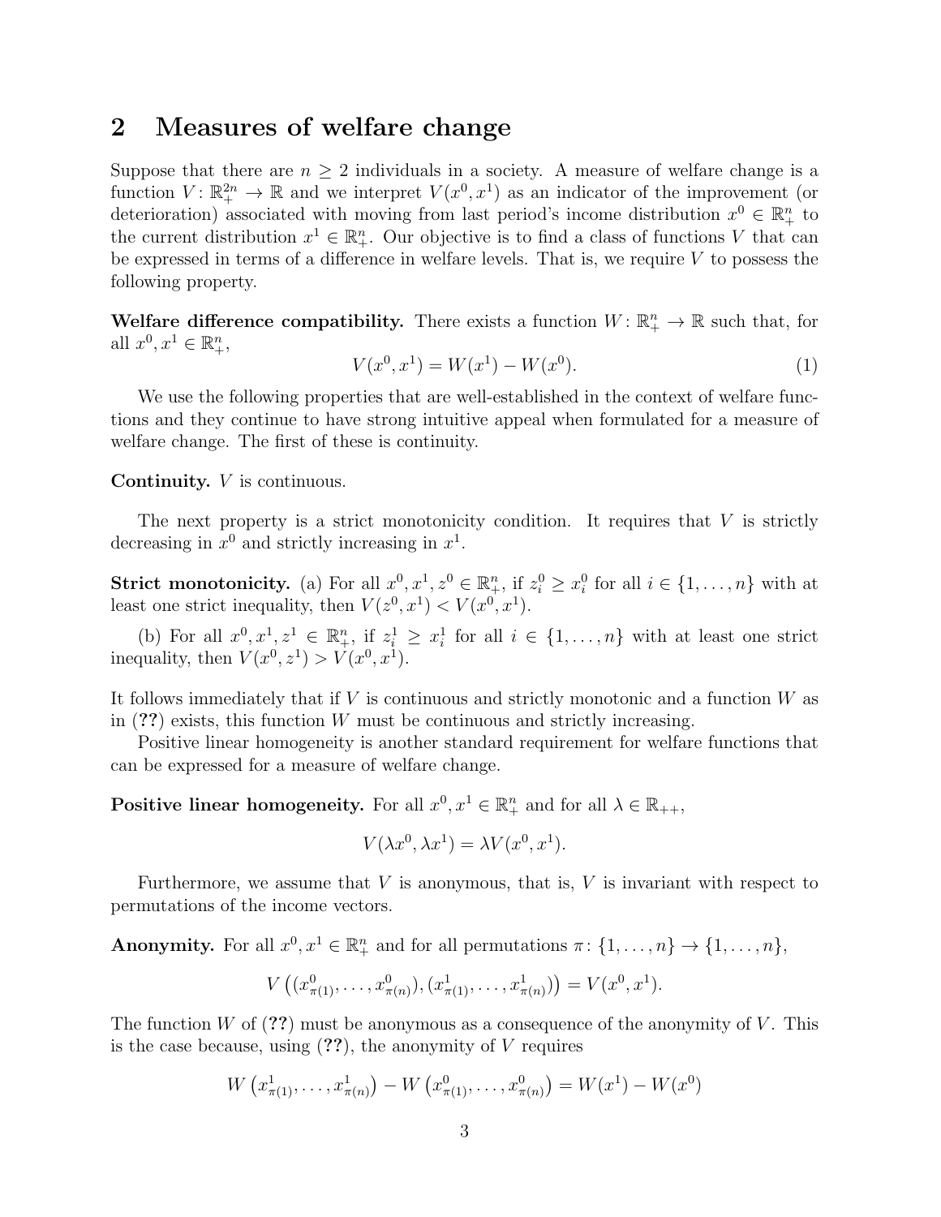## 2 Measures of welfare change

Suppose that there are $n \geq 2$ individuals in a society. A measure of welfare change is a function $V \colon \mathbb{R}^{2n}_{+} \to \mathbb{R}$ and we interpret $V(x^0, x^1)$ as an indicator of the improvement (or deterioration) associated with moving from last period's income distribution $x^0 \in \mathbb{R}^n_+$ to the current distribution $x^1 \in \mathbb{R}^n_+$. Our objective is to find a class of functions $V$ that can be expressed in terms of a difference in welfare levels. That is, we require $V$ to possess the following property.

**Welfare difference compatibility.** There exists a function $W \colon \mathbb{R}^n_+ \to \mathbb{R}$ such that, for all $x^0, x^1 \in \mathbb{R}^n_+$,

$$V(x^0, x^1) = W(x^1) - W(x^0). \tag{1}$$

We use the following properties that are well-established in the context of welfare functions and they continue to have strong intuitive appeal when formulated for a measure of welfare change. The first of these is continuity.

**Continuity.** $V$ is continuous.

The next property is a strict monotonicity condition. It requires that $V$ is strictly decreasing in $x^0$ and strictly increasing in $x^1$.

**Strict monotonicity.** (a) For all $x^0, x^1, z^0 \in \mathbb{R}^n_+$, if $z^0_i \geq x^0_i$ for all $i \in \{1, \ldots, n\}$ with at least one strict inequality, then $V(z^0, x^1) < V(x^0, x^1)$.

(b) For all $x^0, x^1, z^1 \in \mathbb{R}^n_+$, if $z^1_i \geq x^1_i$ for all $i \in \{1, \ldots, n\}$ with at least one strict inequality, then $V(x^0, z^1) > V(x^0, x^1)$.

It follows immediately that if $V$ is continuous and strictly monotonic and a function $W$ as in (??) exists, this function $W$ must be continuous and strictly increasing.

Positive linear homogeneity is another standard requirement for welfare functions that can be expressed for a measure of welfare change.

**Positive linear homogeneity.** For all $x^0, x^1 \in \mathbb{R}^n_+$ and for all $\lambda \in \mathbb{R}_{++}$,

$$V(\lambda x^0, \lambda x^1) = \lambda V(x^0, x^1).$$

Furthermore, we assume that $V$ is anonymous, that is, $V$ is invariant with respect to permutations of the income vectors.

**Anonymity.** For all $x^0, x^1 \in \mathbb{R}^n_+$ and for all permutations $\pi \colon \{1, \ldots, n\} \to \{1, \ldots, n\}$,

$$V\left((x^0_{\pi(1)}, \ldots, x^0_{\pi(n)}), (x^1_{\pi(1)}, \ldots, x^1_{\pi(n)})\right) = V(x^0, x^1).$$

The function $W$ of (??) must be anonymous as a consequence of the anonymity of $V$. This is the case because, using (??), the anonymity of $V$ requires

$$W\left(x^1_{\pi(1)}, \ldots, x^1_{\pi(n)}\right) - W\left(x^0_{\pi(1)}, \ldots, x^0_{\pi(n)}\right) = W(x^1) - W(x^0)$$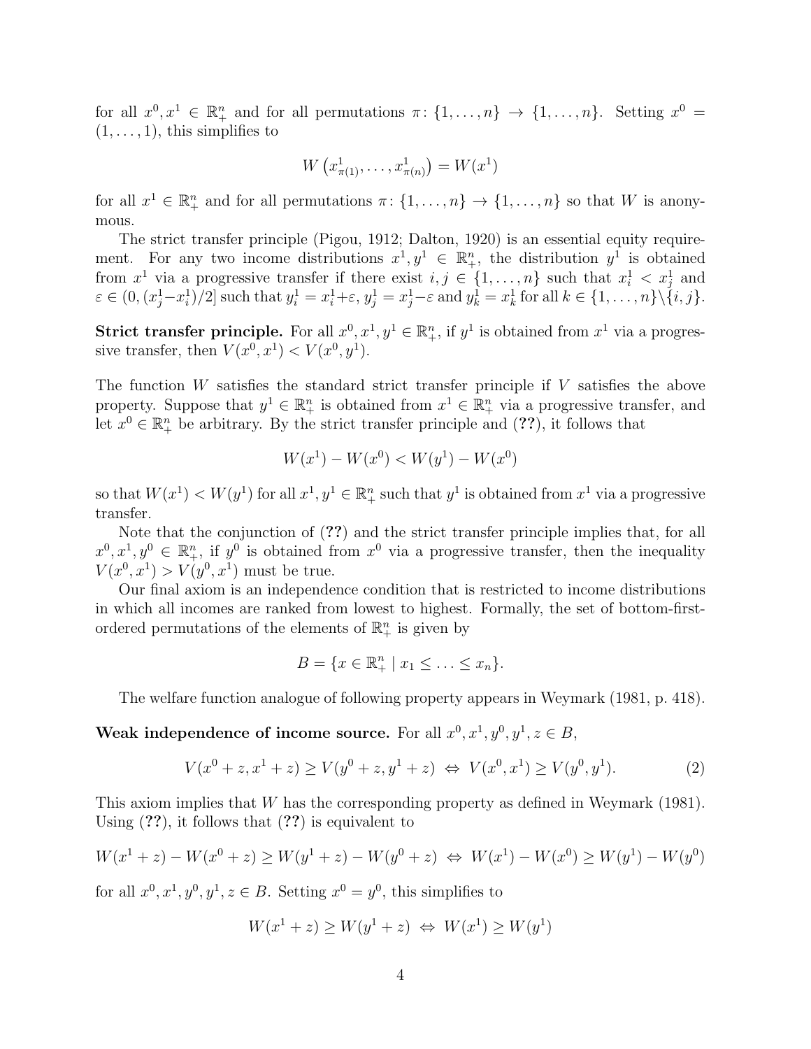for all $x^0, x^1 \in \mathbb{R}^n_+$ and for all permutations $\pi\colon \{1,\ldots,n\} \to \{1,\ldots,n\}$. Setting $x^0 = (1,\ldots,1)$, this simplifies to

$$W\left(x^1_{\pi(1)},\ldots,x^1_{\pi(n)}\right) = W(x^1)$$

for all $x^1 \in \mathbb{R}^n_+$ and for all permutations $\pi\colon \{1,\ldots,n\} \to \{1,\ldots,n\}$ so that $W$ is anonymous.

The strict transfer principle (Pigou, 1912; Dalton, 1920) is an essential equity requirement. For any two income distributions $x^1, y^1 \in \mathbb{R}^n_+$, the distribution $y^1$ is obtained from $x^1$ via a progressive transfer if there exist $i, j \in \{1,\ldots,n\}$ such that $x^1_i < x^1_j$ and $\varepsilon \in (0, (x^1_j - x^1_i)/2]$ such that $y^1_i = x^1_i + \varepsilon$, $y^1_j = x^1_j - \varepsilon$ and $y^1_k = x^1_k$ for all $k \in \{1,\ldots,n\} \setminus \{i,j\}$.

**Strict transfer principle.** For all $x^0, x^1, y^1 \in \mathbb{R}^n_+$, if $y^1$ is obtained from $x^1$ via a progressive transfer, then $V(x^0, x^1) < V(x^0, y^1)$.

The function $W$ satisfies the standard strict transfer principle if $V$ satisfies the above property. Suppose that $y^1 \in \mathbb{R}^n_+$ is obtained from $x^1 \in \mathbb{R}^n_+$ via a progressive transfer, and let $x^0 \in \mathbb{R}^n_+$ be arbitrary. By the strict transfer principle and (**??**), it follows that

$$W(x^1) - W(x^0) < W(y^1) - W(x^0)$$

so that $W(x^1) < W(y^1)$ for all $x^1, y^1 \in \mathbb{R}^n_+$ such that $y^1$ is obtained from $x^1$ via a progressive transfer.

Note that the conjunction of (**??**) and the strict transfer principle implies that, for all $x^0, x^1, y^0 \in \mathbb{R}^n_+$, if $y^0$ is obtained from $x^0$ via a progressive transfer, then the inequality $V(x^0, x^1) > V(y^0, x^1)$ must be true.

Our final axiom is an independence condition that is restricted to income distributions in which all incomes are ranked from lowest to highest. Formally, the set of bottom-first-ordered permutations of the elements of $\mathbb{R}^n_+$ is given by

$$B = \{x \in \mathbb{R}^n_+ \mid x_1 \leq \ldots \leq x_n\}.$$

The welfare function analogue of following property appears in Weymark (1981, p. 418).

**Weak independence of income source.** For all $x^0, x^1, y^0, y^1, z \in B$,

$$V(x^0 + z, x^1 + z) \geq V(y^0 + z, y^1 + z) \;\Leftrightarrow\; V(x^0, x^1) \geq V(y^0, y^1). \tag{2}$$

This axiom implies that $W$ has the corresponding property as defined in Weymark (1981). Using (**??**), it follows that (**??**) is equivalent to

$$W(x^1 + z) - W(x^0 + z) \geq W(y^1 + z) - W(y^0 + z) \;\Leftrightarrow\; W(x^1) - W(x^0) \geq W(y^1) - W(y^0)$$

for all $x^0, x^1, y^0, y^1, z \in B$. Setting $x^0 = y^0$, this simplifies to

$$W(x^1 + z) \geq W(y^1 + z) \;\Leftrightarrow\; W(x^1) \geq W(y^1)$$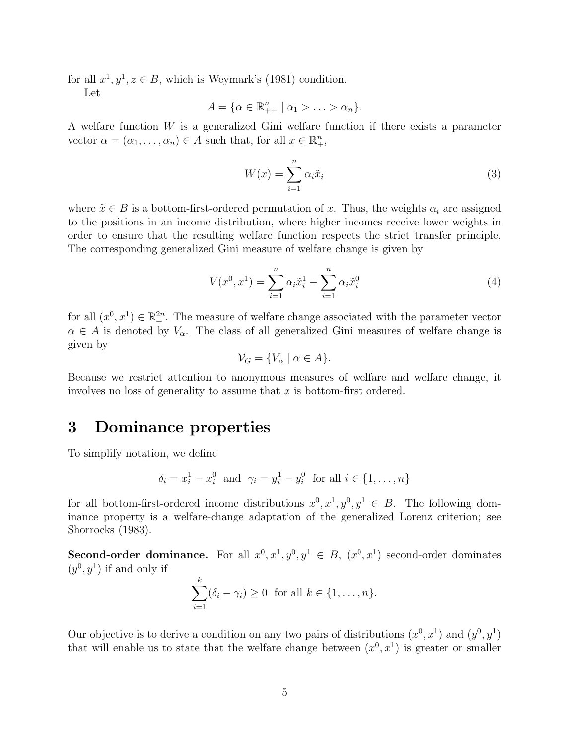for all $x^1, y^1, z \in B$, which is Weymark's (1981) condition.

Let

$$A = \{\alpha \in \mathbb{R}^n_{++} \mid \alpha_1 > \ldots > \alpha_n\}.$$

A welfare function $W$ is a generalized Gini welfare function if there exists a parameter vector $\alpha = (\alpha_1, \ldots, \alpha_n) \in A$ such that, for all $x \in \mathbb{R}^n_+$,

$$W(x) = \sum_{i=1}^{n} \alpha_i \tilde{x}_i \tag{3}$$

where $\tilde{x} \in B$ is a bottom-first-ordered permutation of $x$. Thus, the weights $\alpha_i$ are assigned to the positions in an income distribution, where higher incomes receive lower weights in order to ensure that the resulting welfare function respects the strict transfer principle. The corresponding generalized Gini measure of welfare change is given by

$$V(x^0, x^1) = \sum_{i=1}^{n} \alpha_i \tilde{x}_i^1 - \sum_{i=1}^{n} \alpha_i \tilde{x}_i^0 \tag{4}$$

for all $(x^0, x^1) \in \mathbb{R}^{2n}_+$. The measure of welfare change associated with the parameter vector $\alpha \in A$ is denoted by $V_\alpha$. The class of all generalized Gini measures of welfare change is given by

$$\mathcal{V}_G = \{V_\alpha \mid \alpha \in A\}.$$

Because we restrict attention to anonymous measures of welfare and welfare change, it involves no loss of generality to assume that $x$ is bottom-first ordered.

# 3 Dominance properties

To simplify notation, we define

$$\delta_i = x_i^1 - x_i^0 \text{ and } \gamma_i = y_i^1 - y_i^0 \text{ for all } i \in \{1, \ldots, n\}$$

for all bottom-first-ordered income distributions $x^0, x^1, y^0, y^1 \in B$. The following dominance property is a welfare-change adaptation of the generalized Lorenz criterion; see Shorrocks (1983).

**Second-order dominance.** For all $x^0, x^1, y^0, y^1 \in B$, $(x^0, x^1)$ second-order dominates $(y^0, y^1)$ if and only if

$$\sum_{i=1}^{k} (\delta_i - \gamma_i) \geq 0 \text{ for all } k \in \{1, \ldots, n\}.$$

Our objective is to derive a condition on any two pairs of distributions $(x^0, x^1)$ and $(y^0, y^1)$ that will enable us to state that the welfare change between $(x^0, x^1)$ is greater or smaller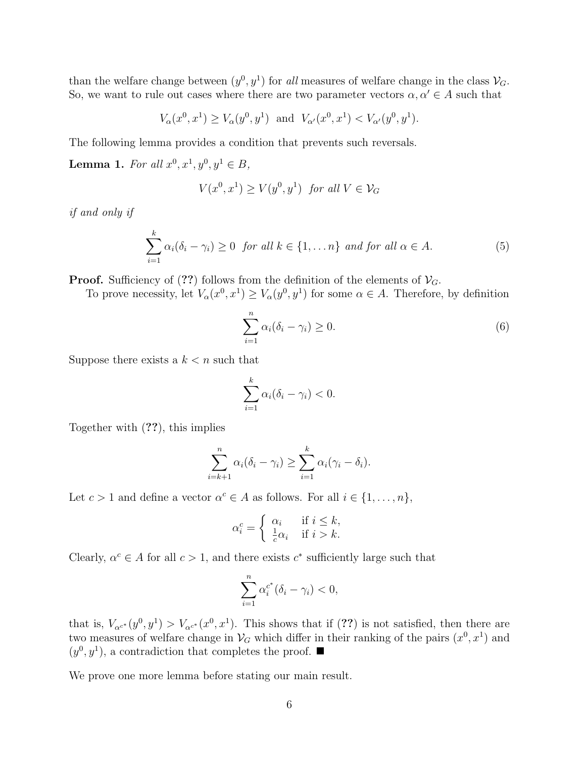than the welfare change between $(y^0, y^1)$ for *all* measures of welfare change in the class $\mathcal{V}_G$. So, we want to rule out cases where there are two parameter vectors $\alpha, \alpha' \in A$ such that

$$V_\alpha(x^0, x^1) \geq V_\alpha(y^0, y^1) \text{ and } V_{\alpha'}(x^0, x^1) < V_{\alpha'}(y^0, y^1).$$

The following lemma provides a condition that prevents such reversals.

**Lemma 1.** *For all $x^0, x^1, y^0, y^1 \in B$,*

$$V(x^0, x^1) \geq V(y^0, y^1) \text{ for all } V \in \mathcal{V}_G$$

*if and only if*

$$\sum_{i=1}^{k} \alpha_i(\delta_i - \gamma_i) \geq 0 \text{ for all } k \in \{1, \ldots n\} \text{ and for all } \alpha \in A. \tag{5}$$

**Proof.** Sufficiency of (??) follows from the definition of the elements of $\mathcal{V}_G$.

To prove necessity, let $V_\alpha(x^0, x^1) \geq V_\alpha(y^0, y^1)$ for some $\alpha \in A$. Therefore, by definition

$$\sum_{i=1}^{n} \alpha_i(\delta_i - \gamma_i) \geq 0. \tag{6}$$

Suppose there exists a $k < n$ such that

$$\sum_{i=1}^{k} \alpha_i(\delta_i - \gamma_i) < 0.$$

Together with (??), this implies

$$\sum_{i=k+1}^{n} \alpha_i(\delta_i - \gamma_i) \geq \sum_{i=1}^{k} \alpha_i(\gamma_i - \delta_i).$$

Let $c > 1$ and define a vector $\alpha^c \in A$ as follows. For all $i \in \{1, \ldots, n\}$,

$$\alpha_i^c = \begin{cases} \alpha_i & \text{if } i \leq k, \\ \frac{1}{c}\alpha_i & \text{if } i > k. \end{cases}$$

Clearly, $\alpha^c \in A$ for all $c > 1$, and there exists $c^*$ sufficiently large such that

$$\sum_{i=1}^{n} \alpha_i^{c^*}(\delta_i - \gamma_i) < 0,$$

that is, $V_{\alpha^{c^*}}(y^0, y^1) > V_{\alpha^{c^*}}(x^0, x^1)$. This shows that if (??) is not satisfied, then there are two measures of welfare change in $\mathcal{V}_G$ which differ in their ranking of the pairs $(x^0, x^1)$ and $(y^0, y^1)$, a contradiction that completes the proof. ■

We prove one more lemma before stating our main result.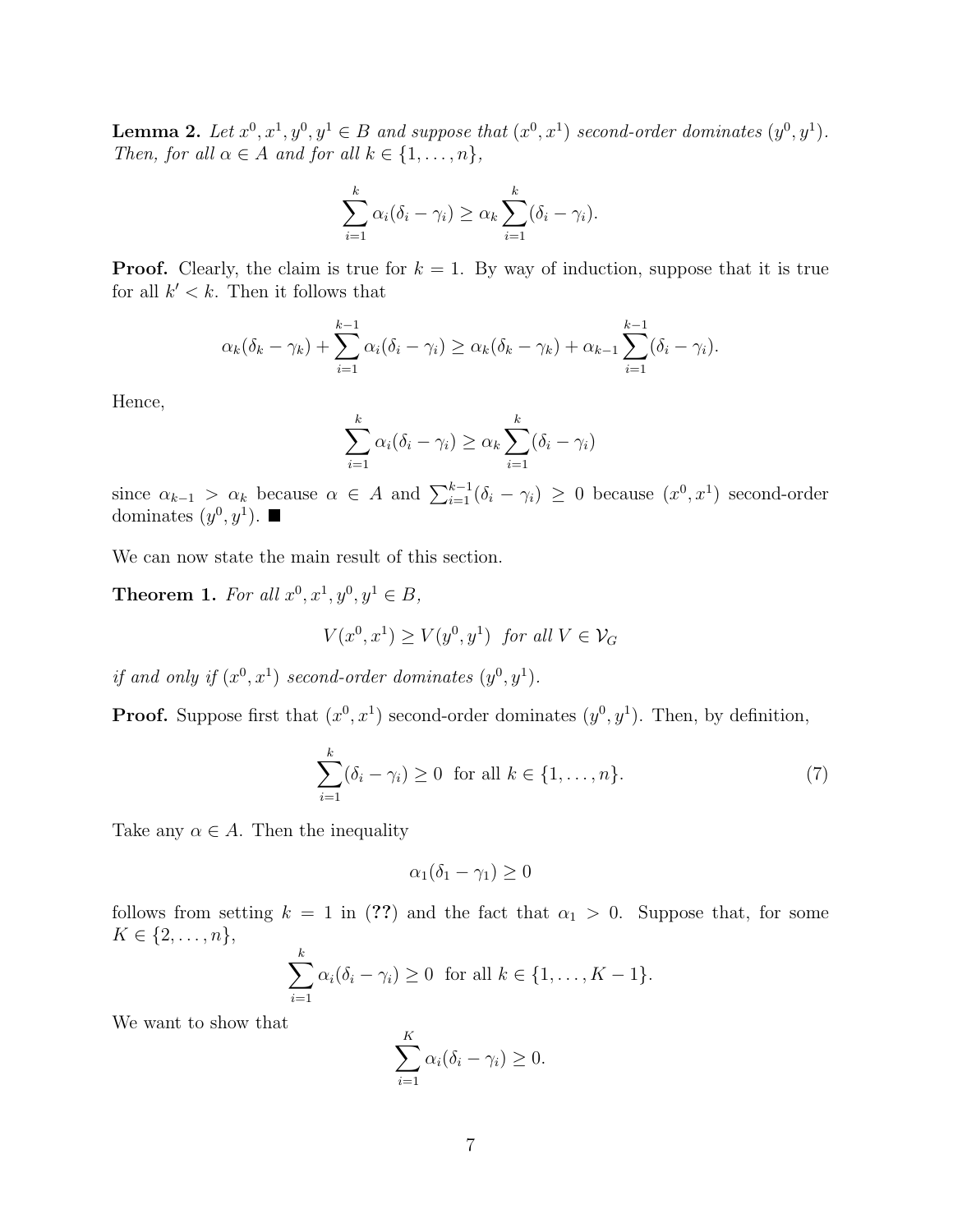**Lemma 2.** *Let $x^0, x^1, y^0, y^1 \in B$ and suppose that $(x^0, x^1)$ second-order dominates $(y^0, y^1)$. Then, for all $\alpha \in A$ and for all $k \in \{1, \ldots, n\}$,*

$$\sum_{i=1}^{k} \alpha_i(\delta_i - \gamma_i) \geq \alpha_k \sum_{i=1}^{k} (\delta_i - \gamma_i).$$

**Proof.** Clearly, the claim is true for $k = 1$. By way of induction, suppose that it is true for all $k' < k$. Then it follows that

$$\alpha_k(\delta_k - \gamma_k) + \sum_{i=1}^{k-1} \alpha_i(\delta_i - \gamma_i) \geq \alpha_k(\delta_k - \gamma_k) + \alpha_{k-1} \sum_{i=1}^{k-1} (\delta_i - \gamma_i).$$

Hence,

$$\sum_{i=1}^{k} \alpha_i(\delta_i - \gamma_i) \geq \alpha_k \sum_{i=1}^{k} (\delta_i - \gamma_i)$$

since $\alpha_{k-1} > \alpha_k$ because $\alpha \in A$ and $\sum_{i=1}^{k-1}(\delta_i - \gamma_i) \geq 0$ because $(x^0, x^1)$ second-order dominates $(y^0, y^1)$. ■

We can now state the main result of this section.

**Theorem 1.** *For all $x^0, x^1, y^0, y^1 \in B$,*

$$V(x^0, x^1) \geq V(y^0, y^1) \text{ for all } V \in \mathcal{V}_G$$

*if and only if $(x^0, x^1)$ second-order dominates $(y^0, y^1)$.*

**Proof.** Suppose first that $(x^0, x^1)$ second-order dominates $(y^0, y^1)$. Then, by definition,

$$\sum_{i=1}^{k} (\delta_i - \gamma_i) \geq 0 \text{ for all } k \in \{1, \ldots, n\}. \tag{7}$$

Take any $\alpha \in A$. Then the inequality

$$\alpha_1(\delta_1 - \gamma_1) \geq 0$$

follows from setting $k = 1$ in (**??**) and the fact that $\alpha_1 > 0$. Suppose that, for some $K \in \{2, \ldots, n\}$,

$$\sum_{i=1}^{k} \alpha_i(\delta_i - \gamma_i) \geq 0 \text{ for all } k \in \{1, \ldots, K-1\}.$$

We want to show that

$$\sum_{i=1}^{K} \alpha_i(\delta_i - \gamma_i) \geq 0.$$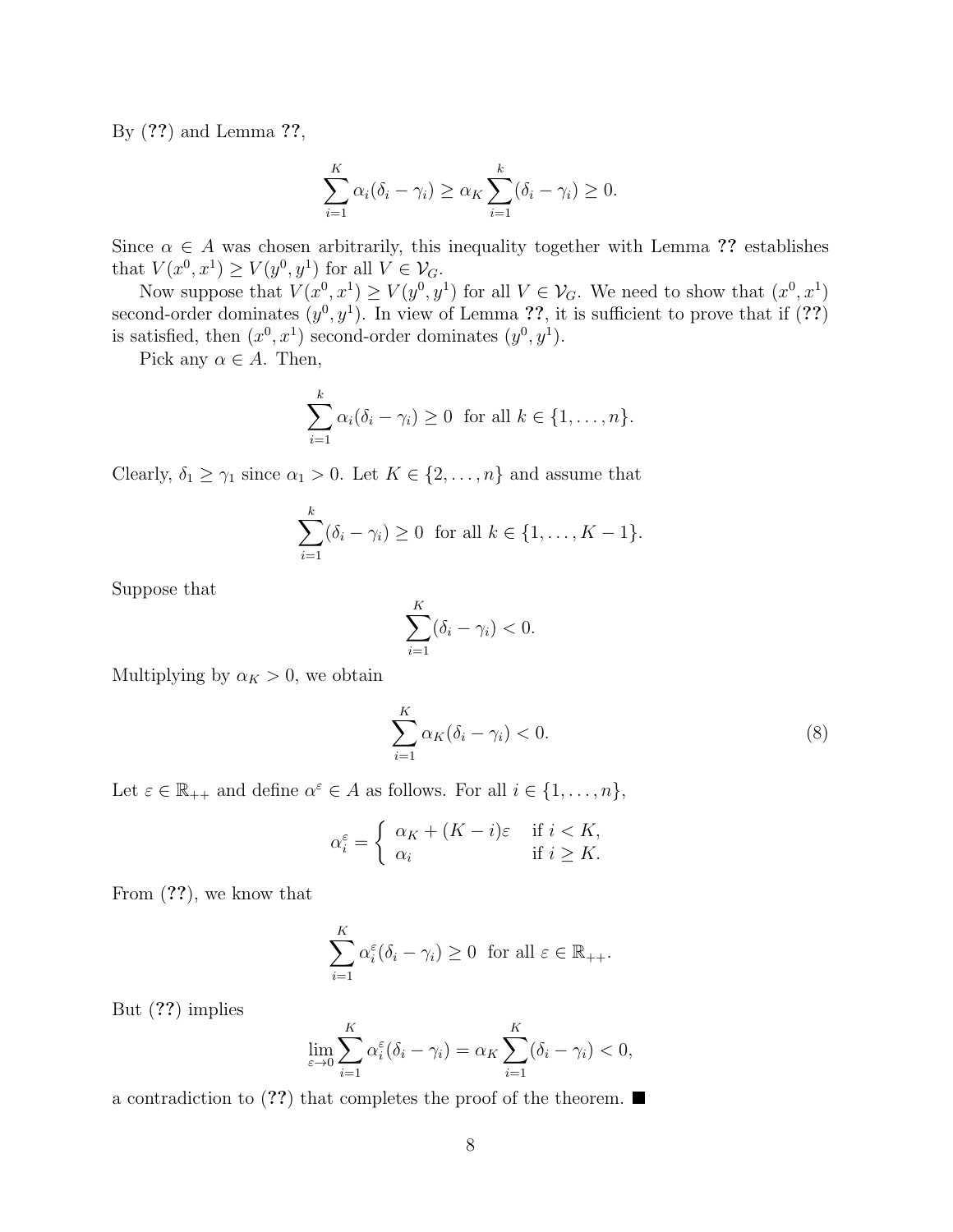By (**??**) and Lemma **??**,

$$\sum_{i=1}^{K} \alpha_i(\delta_i - \gamma_i) \geq \alpha_K \sum_{i=1}^{k} (\delta_i - \gamma_i) \geq 0.$$

Since $\alpha \in A$ was chosen arbitrarily, this inequality together with Lemma **??** establishes that $V(x^0, x^1) \geq V(y^0, y^1)$ for all $V \in \mathcal{V}_G$.

Now suppose that $V(x^0, x^1) \geq V(y^0, y^1)$ for all $V \in \mathcal{V}_G$. We need to show that $(x^0, x^1)$ second-order dominates $(y^0, y^1)$. In view of Lemma **??**, it is sufficient to prove that if (**??**) is satisfied, then $(x^0, x^1)$ second-order dominates $(y^0, y^1)$.

Pick any $\alpha \in A$. Then,

$$\sum_{i=1}^{k} \alpha_i(\delta_i - \gamma_i) \geq 0 \ \text{ for all } k \in \{1, \ldots, n\}.$$

Clearly, $\delta_1 \geq \gamma_1$ since $\alpha_1 > 0$. Let $K \in \{2, \ldots, n\}$ and assume that

$$\sum_{i=1}^{k} (\delta_i - \gamma_i) \geq 0 \ \text{ for all } k \in \{1, \ldots, K-1\}.$$

Suppose that

$$\sum_{i=1}^{K} (\delta_i - \gamma_i) < 0.$$

Multiplying by $\alpha_K > 0$, we obtain

$$\sum_{i=1}^{K} \alpha_K(\delta_i - \gamma_i) < 0. \tag{8}$$

Let $\varepsilon \in \mathbb{R}_{++}$ and define $\alpha^\varepsilon \in A$ as follows. For all $i \in \{1, \ldots, n\}$,

$$\alpha_i^\varepsilon = \begin{cases} \alpha_K + (K-i)\varepsilon & \text{if } i < K, \\ \alpha_i & \text{if } i \geq K. \end{cases}$$

From (**??**), we know that

$$\sum_{i=1}^{K} \alpha_i^\varepsilon(\delta_i - \gamma_i) \geq 0 \ \text{ for all } \varepsilon \in \mathbb{R}_{++}.$$

But (**??**) implies

$$\lim_{\varepsilon \to 0} \sum_{i=1}^{K} \alpha_i^\varepsilon(\delta_i - \gamma_i) = \alpha_K \sum_{i=1}^{K} (\delta_i - \gamma_i) < 0,$$

a contradiction to (**??**) that completes the proof of the theorem. ■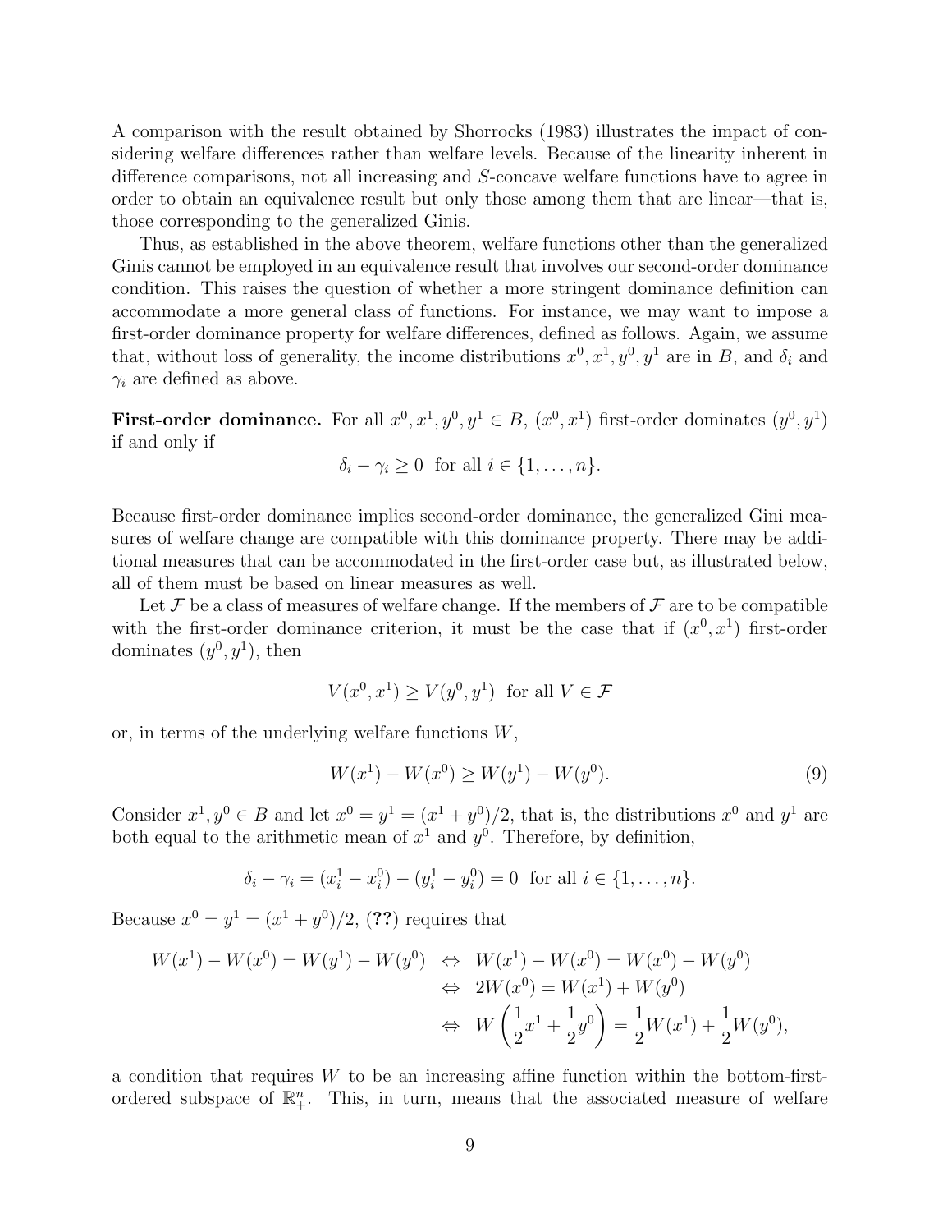A comparison with the result obtained by Shorrocks (1983) illustrates the impact of considering welfare differences rather than welfare levels. Because of the linearity inherent in difference comparisons, not all increasing and $S$-concave welfare functions have to agree in order to obtain an equivalence result but only those among them that are linear—that is, those corresponding to the generalized Ginis.

Thus, as established in the above theorem, welfare functions other than the generalized Ginis cannot be employed in an equivalence result that involves our second-order dominance condition. This raises the question of whether a more stringent dominance definition can accommodate a more general class of functions. For instance, we may want to impose a first-order dominance property for welfare differences, defined as follows. Again, we assume that, without loss of generality, the income distributions $x^0, x^1, y^0, y^1$ are in $B$, and $\delta_i$ and $\gamma_i$ are defined as above.

**First-order dominance.** For all $x^0, x^1, y^0, y^1 \in B$, $(x^0, x^1)$ first-order dominates $(y^0, y^1)$ if and only if

$$\delta_i - \gamma_i \geq 0 \text{ for all } i \in \{1, \ldots, n\}.$$

Because first-order dominance implies second-order dominance, the generalized Gini measures of welfare change are compatible with this dominance property. There may be additional measures that can be accommodated in the first-order case but, as illustrated below, all of them must be based on linear measures as well.

Let $\mathcal{F}$ be a class of measures of welfare change. If the members of $\mathcal{F}$ are to be compatible with the first-order dominance criterion, it must be the case that if $(x^0, x^1)$ first-order dominates $(y^0, y^1)$, then

$$V(x^0, x^1) \geq V(y^0, y^1) \text{ for all } V \in \mathcal{F}$$

or, in terms of the underlying welfare functions $W$,

$$W(x^1) - W(x^0) \geq W(y^1) - W(y^0). \tag{9}$$

Consider $x^1, y^0 \in B$ and let $x^0 = y^1 = (x^1 + y^0)/2$, that is, the distributions $x^0$ and $y^1$ are both equal to the arithmetic mean of $x^1$ and $y^0$. Therefore, by definition,

$$\delta_i - \gamma_i = (x_i^1 - x_i^0) - (y_i^1 - y_i^0) = 0 \text{ for all } i \in \{1, \ldots, n\}.$$

Because $x^0 = y^1 = (x^1 + y^0)/2$, (**??**) requires that

$$\begin{aligned} W(x^1) - W(x^0) = W(y^1) - W(y^0) \;&\Leftrightarrow\; W(x^1) - W(x^0) = W(x^0) - W(y^0) \\ &\Leftrightarrow\; 2W(x^0) = W(x^1) + W(y^0) \\ &\Leftrightarrow\; W\left(\frac{1}{2}x^1 + \frac{1}{2}y^0\right) = \frac{1}{2}W(x^1) + \frac{1}{2}W(y^0), \end{aligned}$$

a condition that requires $W$ to be an increasing affine function within the bottom-first-ordered subspace of $\mathbb{R}^n_+$. This, in turn, means that the associated measure of welfare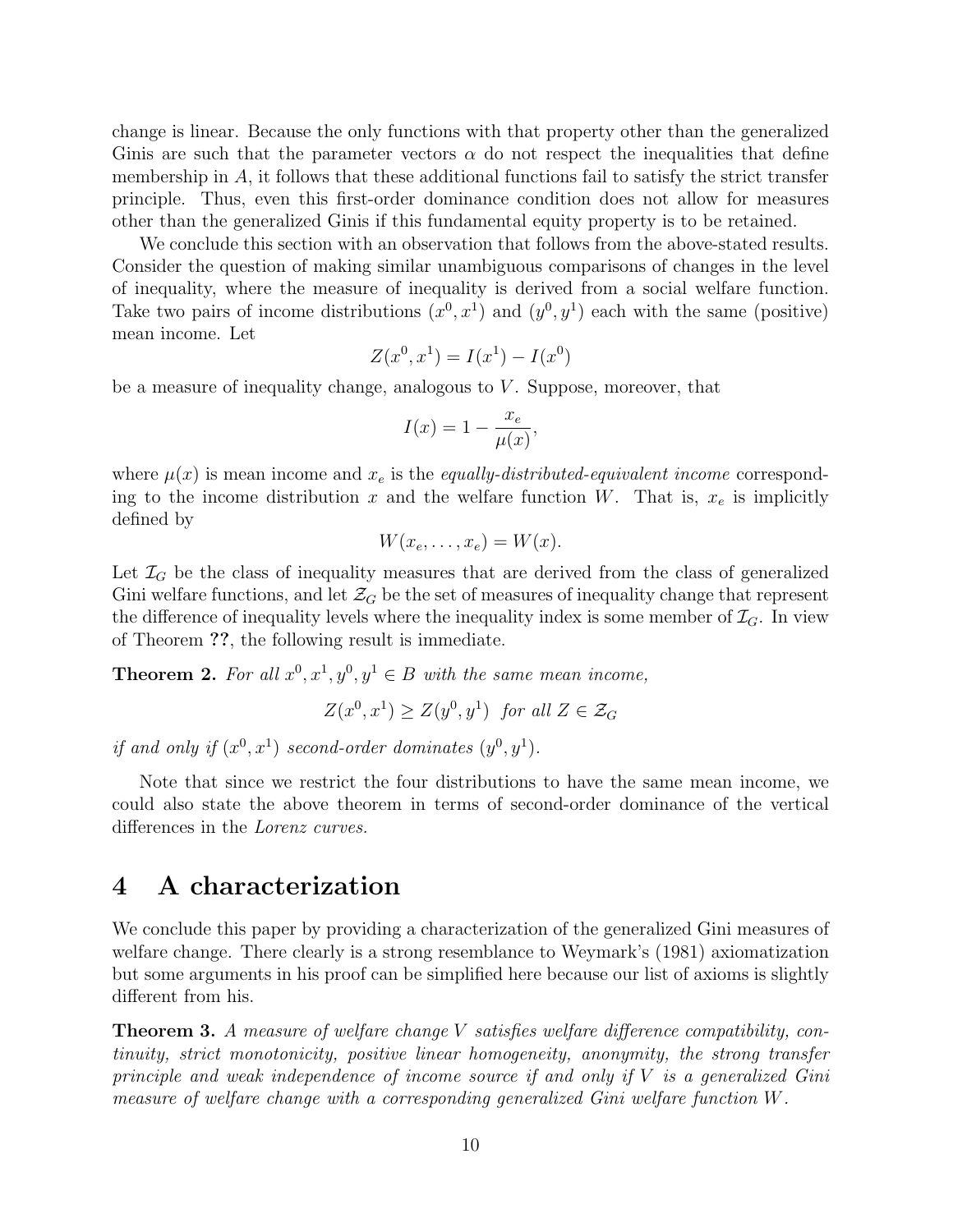change is linear. Because the only functions with that property other than the generalized Ginis are such that the parameter vectors $\alpha$ do not respect the inequalities that define membership in $A$, it follows that these additional functions fail to satisfy the strict transfer principle. Thus, even this first-order dominance condition does not allow for measures other than the generalized Ginis if this fundamental equity property is to be retained.

We conclude this section with an observation that follows from the above-stated results. Consider the question of making similar unambiguous comparisons of changes in the level of inequality, where the measure of inequality is derived from a social welfare function. Take two pairs of income distributions $(x^0, x^1)$ and $(y^0, y^1)$ each with the same (positive) mean income. Let

$$Z(x^0, x^1) = I(x^1) - I(x^0)$$

be a measure of inequality change, analogous to $V$. Suppose, moreover, that

$$I(x) = 1 - \frac{x_e}{\mu(x)},$$

where $\mu(x)$ is mean income and $x_e$ is the *equally-distributed-equivalent income* corresponding to the income distribution $x$ and the welfare function $W$. That is, $x_e$ is implicitly defined by

$$W(x_e, \ldots, x_e) = W(x).$$

Let $\mathcal{I}_G$ be the class of inequality measures that are derived from the class of generalized Gini welfare functions, and let $\mathcal{Z}_G$ be the set of measures of inequality change that represent the difference of inequality levels where the inequality index is some member of $\mathcal{I}_G$. In view of Theorem **??**, the following result is immediate.

**Theorem 2.** *For all $x^0, x^1, y^0, y^1 \in B$ with the same mean income,*

$$Z(x^0, x^1) \geq Z(y^0, y^1) \text{ for all } Z \in \mathcal{Z}_G$$

*if and only if $(x^0, x^1)$ second-order dominates $(y^0, y^1)$.*

Note that since we restrict the four distributions to have the same mean income, we could also state the above theorem in terms of second-order dominance of the vertical differences in the *Lorenz curves.*

# 4 A characterization

We conclude this paper by providing a characterization of the generalized Gini measures of welfare change. There clearly is a strong resemblance to Weymark's (1981) axiomatization but some arguments in his proof can be simplified here because our list of axioms is slightly different from his.

**Theorem 3.** *A measure of welfare change $V$ satisfies welfare difference compatibility, continuity, strict monotonicity, positive linear homogeneity, anonymity, the strong transfer principle and weak independence of income source if and only if $V$ is a generalized Gini measure of welfare change with a corresponding generalized Gini welfare function $W$.*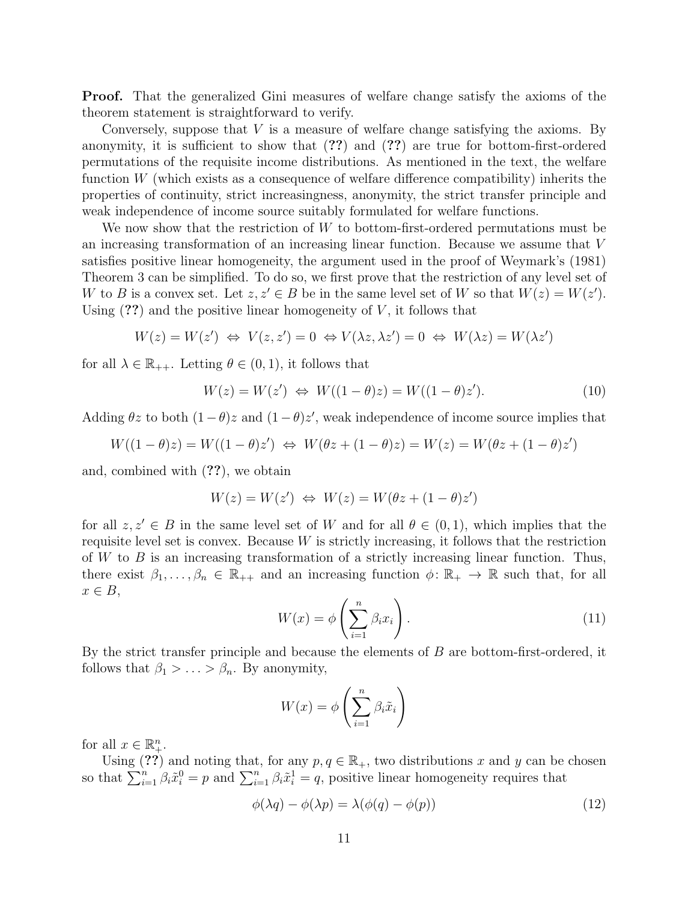**Proof.** That the generalized Gini measures of welfare change satisfy the axioms of the theorem statement is straightforward to verify.

Conversely, suppose that $V$ is a measure of welfare change satisfying the axioms. By anonymity, it is sufficient to show that (**??**) and (**??**) are true for bottom-first-ordered permutations of the requisite income distributions. As mentioned in the text, the welfare function $W$ (which exists as a consequence of welfare difference compatibility) inherits the properties of continuity, strict increasingness, anonymity, the strict transfer principle and weak independence of income source suitably formulated for welfare functions.

We now show that the restriction of $W$ to bottom-first-ordered permutations must be an increasing transformation of an increasing linear function. Because we assume that $V$ satisfies positive linear homogeneity, the argument used in the proof of Weymark's (1981) Theorem 3 can be simplified. To do so, we first prove that the restriction of any level set of $W$ to $B$ is a convex set. Let $z, z' \in B$ be in the same level set of $W$ so that $W(z) = W(z')$. Using (**??**) and the positive linear homogeneity of $V$, it follows that

$$W(z) = W(z') \;\Leftrightarrow\; V(z, z') = 0 \;\Leftrightarrow V(\lambda z, \lambda z') = 0 \;\Leftrightarrow\; W(\lambda z) = W(\lambda z')$$

for all $\lambda \in \mathbb{R}_{++}$. Letting $\theta \in (0, 1)$, it follows that

$$W(z) = W(z') \;\Leftrightarrow\; W((1-\theta)z) = W((1-\theta)z'). \tag{10}$$

Adding $\theta z$ to both $(1-\theta)z$ and $(1-\theta)z'$, weak independence of income source implies that

$$W((1-\theta)z) = W((1-\theta)z') \;\Leftrightarrow\; W(\theta z + (1-\theta)z) = W(z) = W(\theta z + (1-\theta)z')$$

and, combined with (**??**), we obtain

$$W(z) = W(z') \;\Leftrightarrow\; W(z) = W(\theta z + (1-\theta)z')$$

for all $z, z' \in B$ in the same level set of $W$ and for all $\theta \in (0, 1)$, which implies that the requisite level set is convex. Because $W$ is strictly increasing, it follows that the restriction of $W$ to $B$ is an increasing transformation of a strictly increasing linear function. Thus, there exist $\beta_1, \ldots, \beta_n \in \mathbb{R}_{++}$ and an increasing function $\phi\colon \mathbb{R}_+ \to \mathbb{R}$ such that, for all $x \in B$,

$$W(x) = \phi\left(\sum_{i=1}^{n} \beta_i x_i\right). \tag{11}$$

By the strict transfer principle and because the elements of $B$ are bottom-first-ordered, it follows that $\beta_1 > \ldots > \beta_n$. By anonymity,

$$W(x) = \phi\left(\sum_{i=1}^{n} \beta_i \tilde{x}_i\right)$$

for all $x \in \mathbb{R}^n_+$.

Using (**??**) and noting that, for any $p, q \in \mathbb{R}_+$, two distributions $x$ and $y$ can be chosen so that $\sum_{i=1}^{n} \beta_i \tilde{x}_i^0 = p$ and $\sum_{i=1}^{n} \beta_i \tilde{x}_i^1 = q$, positive linear homogeneity requires that

$$\phi(\lambda q) - \phi(\lambda p) = \lambda(\phi(q) - \phi(p)) \tag{12}$$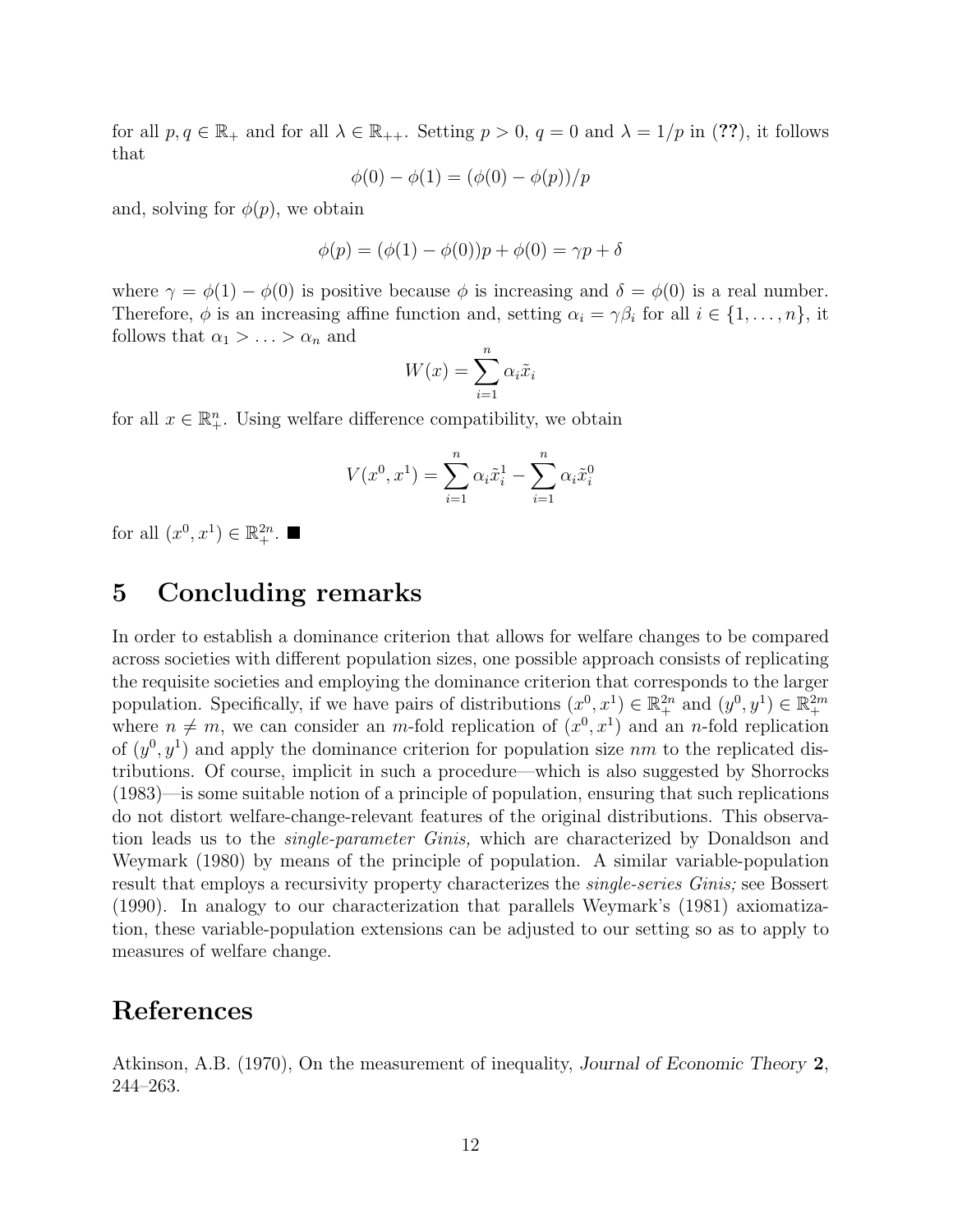for all $p, q \in \mathbb{R}_+$ and for all $\lambda \in \mathbb{R}_{++}$. Setting $p > 0$, $q = 0$ and $\lambda = 1/p$ in (??), it follows that

$$\phi(0) - \phi(1) = (\phi(0) - \phi(p))/p$$

and, solving for $\phi(p)$, we obtain

$$\phi(p) = (\phi(1) - \phi(0))p + \phi(0) = \gamma p + \delta$$

where $\gamma = \phi(1) - \phi(0)$ is positive because $\phi$ is increasing and $\delta = \phi(0)$ is a real number. Therefore, $\phi$ is an increasing affine function and, setting $\alpha_i = \gamma \beta_i$ for all $i \in \{1, \ldots, n\}$, it follows that $\alpha_1 > \ldots > \alpha_n$ and

$$W(x) = \sum_{i=1}^{n} \alpha_i \tilde{x}_i$$

for all $x \in \mathbb{R}^n_+$. Using welfare difference compatibility, we obtain

$$V(x^0, x^1) = \sum_{i=1}^{n} \alpha_i \tilde{x}^1_i - \sum_{i=1}^{n} \alpha_i \tilde{x}^0_i$$

for all $(x^0, x^1) \in \mathbb{R}^{2n}_+$. ■

# 5 Concluding remarks

In order to establish a dominance criterion that allows for welfare changes to be compared across societies with different population sizes, one possible approach consists of replicating the requisite societies and employing the dominance criterion that corresponds to the larger population. Specifically, if we have pairs of distributions $(x^0, x^1) \in \mathbb{R}^{2n}_+$ and $(y^0, y^1) \in \mathbb{R}^{2m}_+$ where $n \neq m$, we can consider an $m$-fold replication of $(x^0, x^1)$ and an $n$-fold replication of $(y^0, y^1)$ and apply the dominance criterion for population size $nm$ to the replicated distributions. Of course, implicit in such a procedure—which is also suggested by Shorrocks (1983)—is some suitable notion of a principle of population, ensuring that such replications do not distort welfare-change-relevant features of the original distributions. This observation leads us to the *single-parameter Ginis,* which are characterized by Donaldson and Weymark (1980) by means of the principle of population. A similar variable-population result that employs a recursivity property characterizes the *single-series Ginis;* see Bossert (1990). In analogy to our characterization that parallels Weymark's (1981) axiomatization, these variable-population extensions can be adjusted to our setting so as to apply to measures of welfare change.

# References

Atkinson, A.B. (1970), On the measurement of inequality, *Journal of Economic Theory* **2**, 244–263.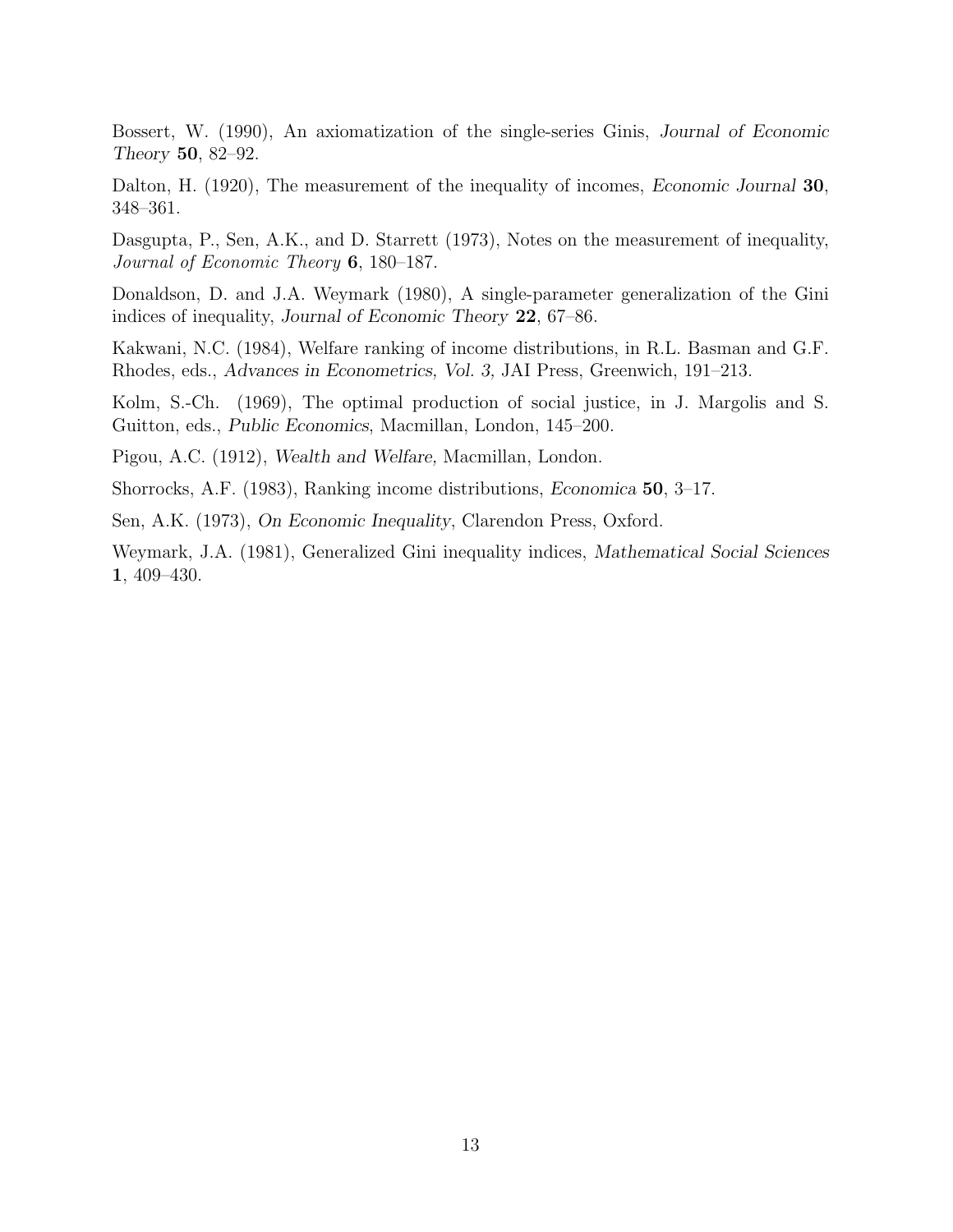Bossert, W. (1990), An axiomatization of the single-series Ginis, *Journal of Economic Theory* **50**, 82–92.

Dalton, H. (1920), The measurement of the inequality of incomes, *Economic Journal* **30**, 348–361.

Dasgupta, P., Sen, A.K., and D. Starrett (1973), Notes on the measurement of inequality, *Journal of Economic Theory* **6**, 180–187.

Donaldson, D. and J.A. Weymark (1980), A single-parameter generalization of the Gini indices of inequality, *Journal of Economic Theory* **22**, 67–86.

Kakwani, N.C. (1984), Welfare ranking of income distributions, in R.L. Basman and G.F. Rhodes, eds., *Advances in Econometrics, Vol. 3,* JAI Press, Greenwich, 191–213.

Kolm, S.-Ch. (1969), The optimal production of social justice, in J. Margolis and S. Guitton, eds., *Public Economics*, Macmillan, London, 145–200.

Pigou, A.C. (1912), *Wealth and Welfare,* Macmillan, London.

Shorrocks, A.F. (1983), Ranking income distributions, *Economica* **50**, 3–17.

Sen, A.K. (1973), *On Economic Inequality*, Clarendon Press, Oxford.

Weymark, J.A. (1981), Generalized Gini inequality indices, *Mathematical Social Sciences* **1**, 409–430.